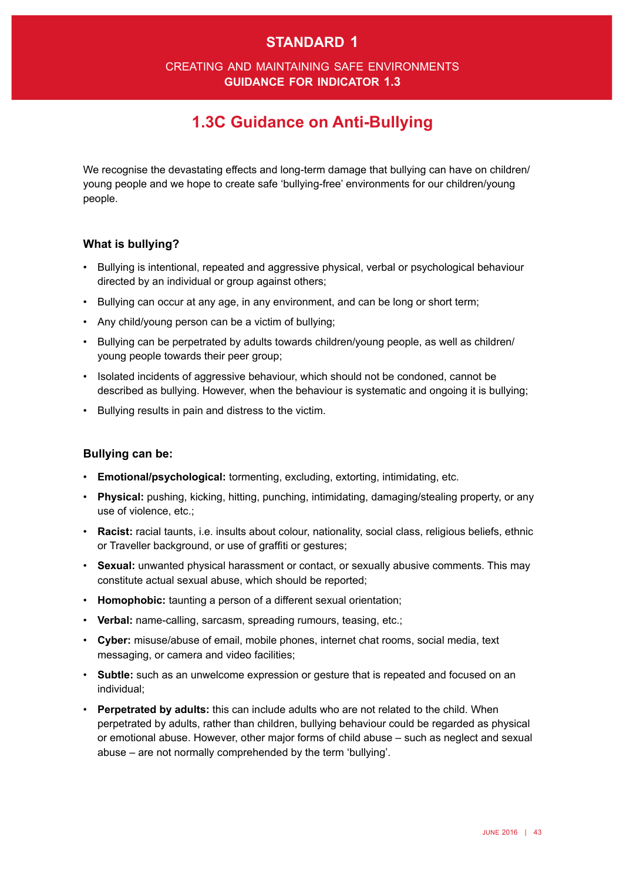# STANDARD 1

CREATING AND MAINTAINING SAFE ENVIRONMENTS
**GUIDANCE FOR INDICATOR 1.3**

## 1.3C Guidance on Anti-Bullying

We recognise the devastating effects and long-term damage that bullying can have on children/young people and we hope to create safe 'bullying-free' environments for our children/young people.

### What is bullying?

- Bullying is intentional, repeated and aggressive physical, verbal or psychological behaviour directed by an individual or group against others;
- Bullying can occur at any age, in any environment, and can be long or short term;
- Any child/young person can be a victim of bullying;
- Bullying can be perpetrated by adults towards children/young people, as well as children/young people towards their peer group;
- Isolated incidents of aggressive behaviour, which should not be condoned, cannot be described as bullying. However, when the behaviour is systematic and ongoing it is bullying;
- Bullying results in pain and distress to the victim.

### Bullying can be:

- **Emotional/psychological:** tormenting, excluding, extorting, intimidating, etc.
- **Physical:** pushing, kicking, hitting, punching, intimidating, damaging/stealing property, or any use of violence, etc.;
- **Racist:** racial taunts, i.e. insults about colour, nationality, social class, religious beliefs, ethnic or Traveller background, or use of graffiti or gestures;
- **Sexual:** unwanted physical harassment or contact, or sexually abusive comments. This may constitute actual sexual abuse, which should be reported;
- **Homophobic:** taunting a person of a different sexual orientation;
- **Verbal:** name-calling, sarcasm, spreading rumours, teasing, etc.;
- **Cyber:** misuse/abuse of email, mobile phones, internet chat rooms, social media, text messaging, or camera and video facilities;
- **Subtle:** such as an unwelcome expression or gesture that is repeated and focused on an individual;
- **Perpetrated by adults:** this can include adults who are not related to the child. When perpetrated by adults, rather than children, bullying behaviour could be regarded as physical or emotional abuse. However, other major forms of child abuse – such as neglect and sexual abuse – are not normally comprehended by the term 'bullying'.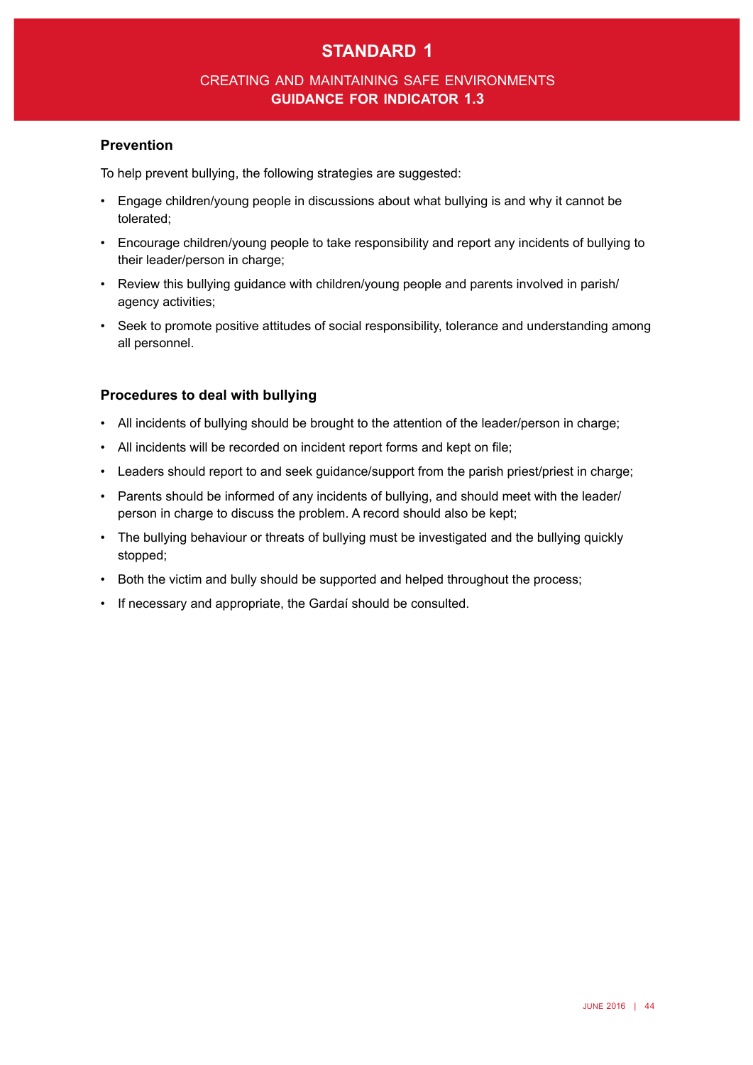# STANDARD 1

## CREATING AND MAINTAINING SAFE ENVIRONMENTS
## GUIDANCE FOR INDICATOR 1.3

### Prevention

To help prevent bullying, the following strategies are suggested:

- Engage children/young people in discussions about what bullying is and why it cannot be tolerated;
- Encourage children/young people to take responsibility and report any incidents of bullying to their leader/person in charge;
- Review this bullying guidance with children/young people and parents involved in parish/agency activities;
- Seek to promote positive attitudes of social responsibility, tolerance and understanding among all personnel.

### Procedures to deal with bullying

- All incidents of bullying should be brought to the attention of the leader/person in charge;
- All incidents will be recorded on incident report forms and kept on file;
- Leaders should report to and seek guidance/support from the parish priest/priest in charge;
- Parents should be informed of any incidents of bullying, and should meet with the leader/person in charge to discuss the problem. A record should also be kept;
- The bullying behaviour or threats of bullying must be investigated and the bullying quickly stopped;
- Both the victim and bully should be supported and helped throughout the process;
- If necessary and appropriate, the Gardaí should be consulted.